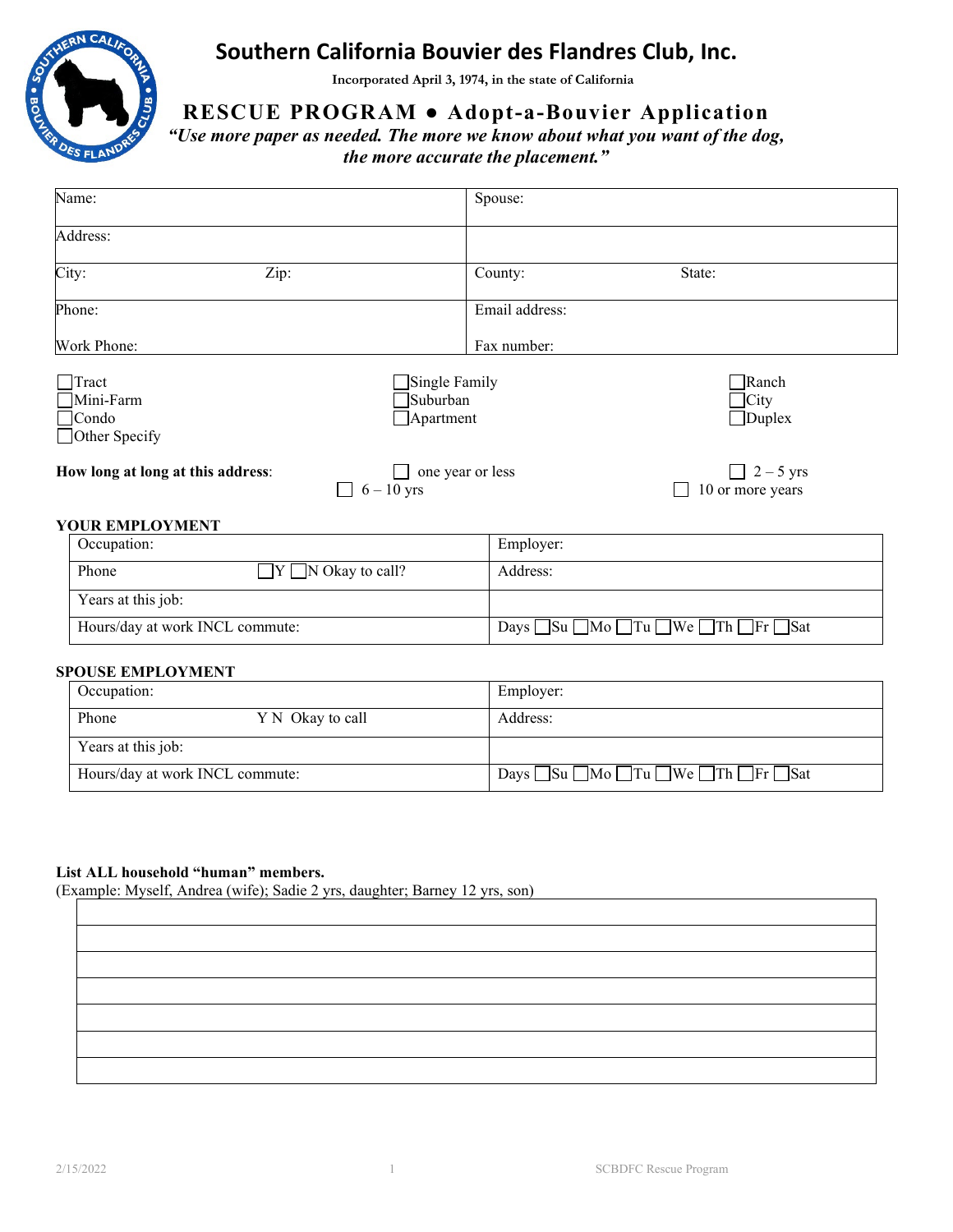# Southern California Bouvier des Flandres Club, Inc.

**Incorporated April 3, 1974, in the state of California**

## RESCUE PROGRAM ● Adopt-a-Bouvier Application

***"Use more paper as needed. The more we know about what you want of the dog, the more accurate the placement."***

| Name: | Spouse: |
|---|---|
| Address: | |
| City: Zip: | County: State: |
| Phone:<br><br>Work Phone: | Email address:<br><br>Fax number: |

☐ Tract ☐ Single Family ☐ Ranch
☐ Mini-Farm ☐ Suburban ☐ City
☐ Condo ☐ Apartment ☐ Duplex
☐ Other Specify

**How long at long at this address**: ☐ one year or less ☐ 2 – 5 yrs ☐ 6 – 10 yrs ☐ 10 or more years

**YOUR EMPLOYMENT**

| Occupation: | Employer: |
|---|---|
| Phone ☐Y ☐N Okay to call? | Address: |
| Years at this job: | |
| Hours/day at work INCL commute: | Days ☐Su ☐Mo ☐Tu ☐We ☐Th ☐Fr ☐Sat |

**SPOUSE EMPLOYMENT**

| Occupation: | Employer: |
|---|---|
| Phone Y N Okay to call | Address: |
| Years at this job: | |
| Hours/day at work INCL commute: | Days ☐Su ☐Mo ☐Tu ☐We ☐Th ☐Fr ☐Sat |

**List ALL household "human" members.**
(Example: Myself, Andrea (wife); Sadie 2 yrs, daughter; Barney 12 yrs, son)

| |
|---|
| |
| |
| |
| |
| |
| |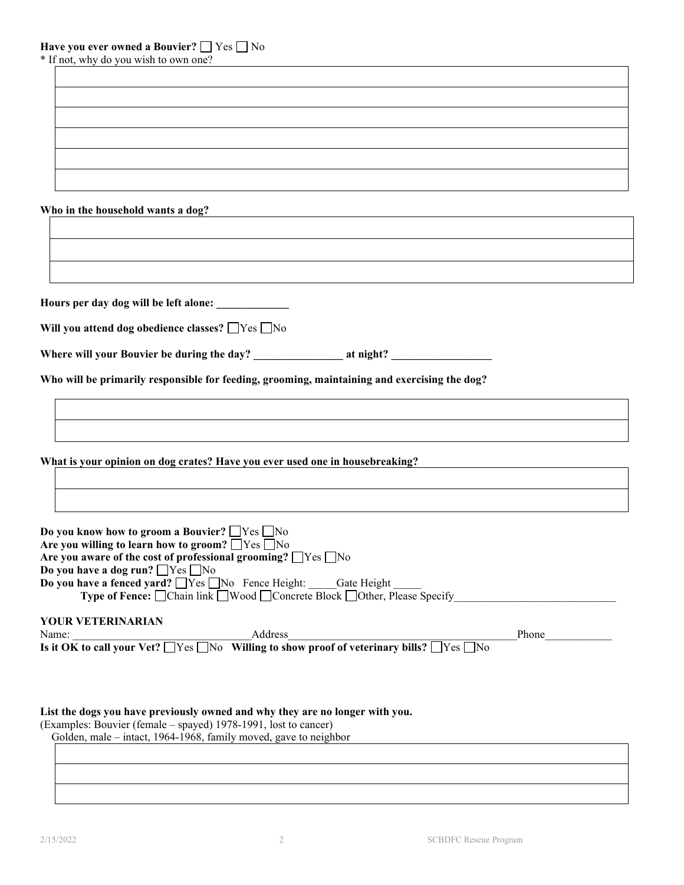**Have you ever owned a Bouvier?** ☐ Yes ☐ No

* If not, why do you wish to own one?

**Who in the household wants a dog?**

**Hours per day dog will be left alone:** _____________

**Will you attend dog obedience classes?** ☐ Yes ☐ No

**Where will your Bouvier be during the day?** ________________ **at night?** __________________

**Who will be primarily responsible for feeding, grooming, maintaining and exercising the dog?**

**What is your opinion on dog crates? Have you ever used one in housebreaking?**

**Do you know how to groom a Bouvier?** ☐ Yes ☐ No
**Are you willing to learn how to groom?** ☐ Yes ☐ No
**Are you aware of the cost of professional grooming?** ☐ Yes ☐ No
**Do you have a dog run?** ☐ Yes ☐ No
**Do you have a fenced yard?** ☐ Yes ☐ No Fence Height: _____ Gate Height _____
**Type of Fence:** ☐ Chain link ☐ Wood ☐ Concrete Block ☐ Other, Please Specify_____________________________

**YOUR VETERINARIAN**

Name: ________________________________ Address________________________________________ Phone____________

**Is it OK to call your Vet?** ☐ Yes ☐ No **Willing to show proof of veterinary bills?** ☐ Yes ☐ No

**List the dogs you have previously owned and why they are no longer with you.**

(Examples: Bouvier (female – spayed) 1978-1991, lost to cancer)
Golden, male – intact, 1964-1968, family moved, gave to neighbor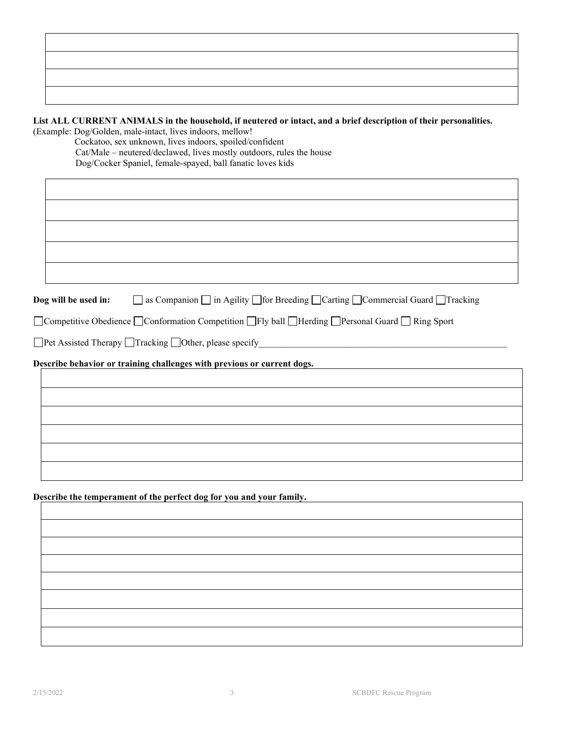| |
|---|
| |
| |
| |

**List ALL CURRENT ANIMALS in the household, if neutered or intact, and a brief description of their personalities.**

(Example: Dog/Golden, male-intact, lives indoors, mellow!
Cockatoo, sex unknown, lives indoors, spoiled/confident
Cat/Male – neutered/declawed, lives mostly outdoors, rules the house
Dog/Cocker Spaniel, female-spayed, ball fanatic loves kids

| |
|---|
| |
| |
| |
| |

**Dog will be used in:** ☐ as Companion ☐ in Agility ☐ for Breeding ☐ Carting ☐ Commercial Guard ☐ Tracking

☐ Competitive Obedience ☐ Conformation Competition ☐ Fly ball ☐ Herding ☐ Personal Guard ☐ Ring Sport

☐ Pet Assisted Therapy ☐ Tracking ☐ Other, please specify_______________________________________________________

**Describe behavior or training challenges with previous or current dogs.**

| |
|---|
| |
| |
| |
| |
| |

**Describe the temperament of the perfect dog for you and your family.**

| |
|---|
| |
| |
| |
| |
| |
| |
| |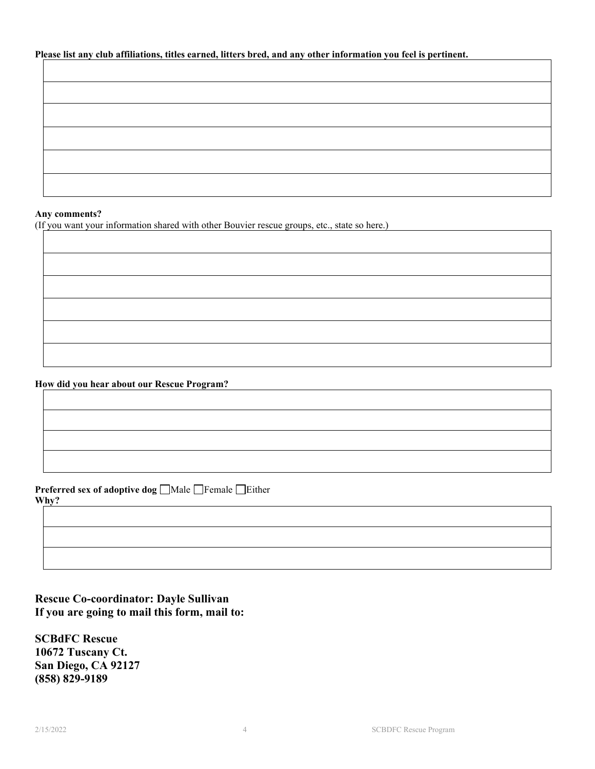**Please list any club affiliations, titles earned, litters bred, and any other information you feel is pertinent.**

**Any comments?**

(If you want your information shared with other Bouvier rescue groups, etc., state so here.)

**How did you hear about our Rescue Program?**

**Preferred sex of adoptive dog** ☐Male ☐Female ☐Either

**Why?**

**Rescue Co-coordinator: Dayle Sullivan**

**If you are going to mail this form, mail to:**

**SCBdFC Rescue**
**10672 Tuscany Ct.**
**San Diego, CA 92127**
**(858) 829-9189**